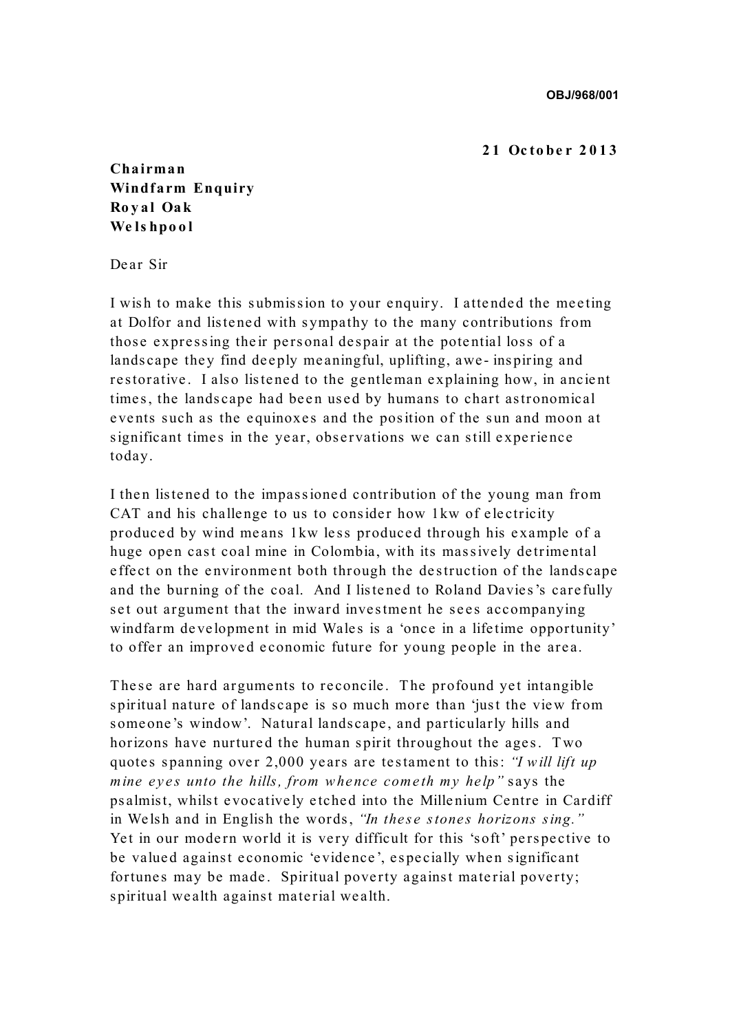**OBJ/968/001**

**21 October 2013**

**Chairman**
**Windfarm Enquiry**
**Royal Oak**
**Welshpool**

Dear Sir

I wish to make this submission to your enquiry. I attended the meeting at Dolfor and listened with sympathy to the many contributions from those expressing their personal despair at the potential loss of a landscape they find deeply meaningful, uplifting, awe- inspiring and restorative. I also listened to the gentleman explaining how, in ancient times, the landscape had been used by humans to chart astronomical events such as the equinoxes and the position of the sun and moon at significant times in the year, observations we can still experience today.

I then listened to the impassioned contribution of the young man from CAT and his challenge to us to consider how 1kw of electricity produced by wind means 1kw less produced through his example of a huge open cast coal mine in Colombia, with its massively detrimental effect on the environment both through the destruction of the landscape and the burning of the coal. And I listened to Roland Davies's carefully set out argument that the inward investment he sees accompanying windfarm development in mid Wales is a 'once in a lifetime opportunity' to offer an improved economic future for young people in the area.

These are hard arguments to reconcile. The profound yet intangible spiritual nature of landscape is so much more than 'just the view from someone's window'. Natural landscape, and particularly hills and horizons have nurtured the human spirit throughout the ages. Two quotes spanning over 2,000 years are testament to this: *"I will lift up mine eyes unto the hills, from whence cometh my help"* says the psalmist, whilst evocatively etched into the Millenium Centre in Cardiff in Welsh and in English the words, *"In these stones horizons sing."* Yet in our modern world it is very difficult for this 'soft' perspective to be valued against economic 'evidence', especially when significant fortunes may be made. Spiritual poverty against material poverty; spiritual wealth against material wealth.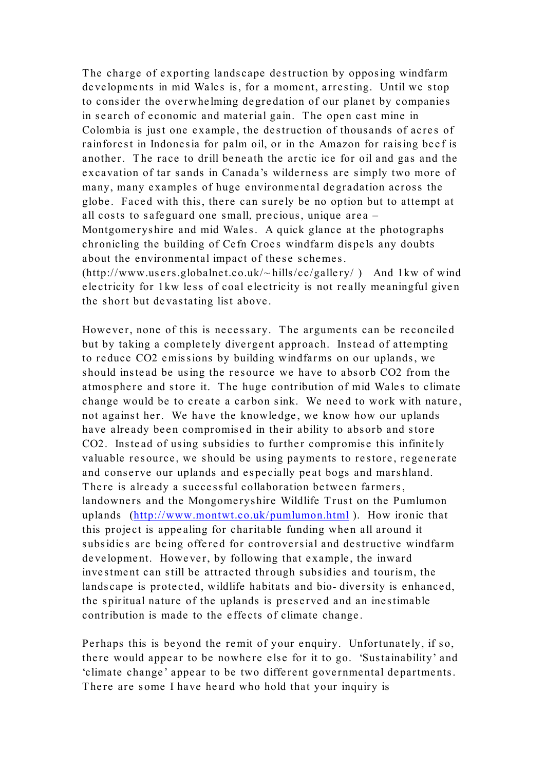The charge of exporting landscape destruction by opposing windfarm developments in mid Wales is, for a moment, arresting. Until we stop to consider the overwhelming degredation of our planet by companies in search of economic and material gain. The open cast mine in Colombia is just one example, the destruction of thousands of acres of rainforest in Indonesia for palm oil, or in the Amazon for raising beef is another. The race to drill beneath the arctic ice for oil and gas and the excavation of tar sands in Canada's wilderness are simply two more of many, many examples of huge environmental degradation across the globe. Faced with this, there can surely be no option but to attempt at all costs to safeguard one small, precious, unique area – Montgomeryshire and mid Wales. A quick glance at the photographs chronicling the building of Cefn Croes windfarm dispels any doubts about the environmental impact of these schemes. (http://www.users.globalnet.co.uk/~hills/cc/gallery/ ) And 1kw of wind electricity for 1kw less of coal electricity is not really meaningful given the short but devastating list above.

However, none of this is necessary. The arguments can be reconciled but by taking a completely divergent approach. Instead of attempting to reduce $CO_2$ emissions by building windfarms on our uplands, we should instead be using the resource we have to absorb $CO_2$ from the atmosphere and store it. The huge contribution of mid Wales to climate change would be to create a carbon sink. We need to work with nature, not against her. We have the knowledge, we know how our uplands have already been compromised in their ability to absorb and store $CO_2$. Instead of using subsidies to further compromise this infinitely valuable resource, we should be using payments to restore, regenerate and conserve our uplands and especially peat bogs and marshland. There is already a successful collaboration between farmers, landowners and the Mongomeryshire Wildlife Trust on the Pumlumon uplands (http://www.montwt.co.uk/pumlumon.html ). How ironic that this project is appealing for charitable funding when all around it subsidies are being offered for controversial and destructive windfarm development. However, by following that example, the inward investment can still be attracted through subsidies and tourism, the landscape is protected, wildlife habitats and bio- diversity is enhanced, the spiritual nature of the uplands is preserved and an inestimable contribution is made to the effects of climate change.

Perhaps this is beyond the remit of your enquiry. Unfortunately, if so, there would appear to be nowhere else for it to go. 'Sustainability' and 'climate change' appear to be two different governmental departments. There are some I have heard who hold that your inquiry is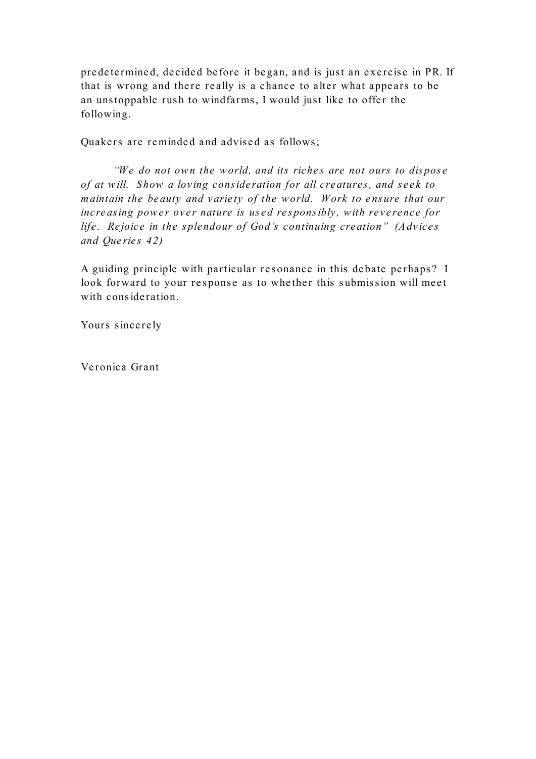predetermined, decided before it began, and is just an exercise in PR. If that is wrong and there really is a chance to alter what appears to be an unstoppable rush to windfarms, I would just like to offer the following.

Quakers are reminded and advised as follows;

> *"We do not own the world, and its riches are not ours to dispose of at will. Show a loving consideration for all creatures, and seek to maintain the beauty and variety of the world. Work to ensure that our increasing power over nature is used responsibly, with reverence for life. Rejoice in the splendour of God's continuing creation" (Advices and Queries 42)*

A guiding principle with particular resonance in this debate perhaps? I look forward to your response as to whether this submission will meet with consideration.

Yours sincerely

Veronica Grant